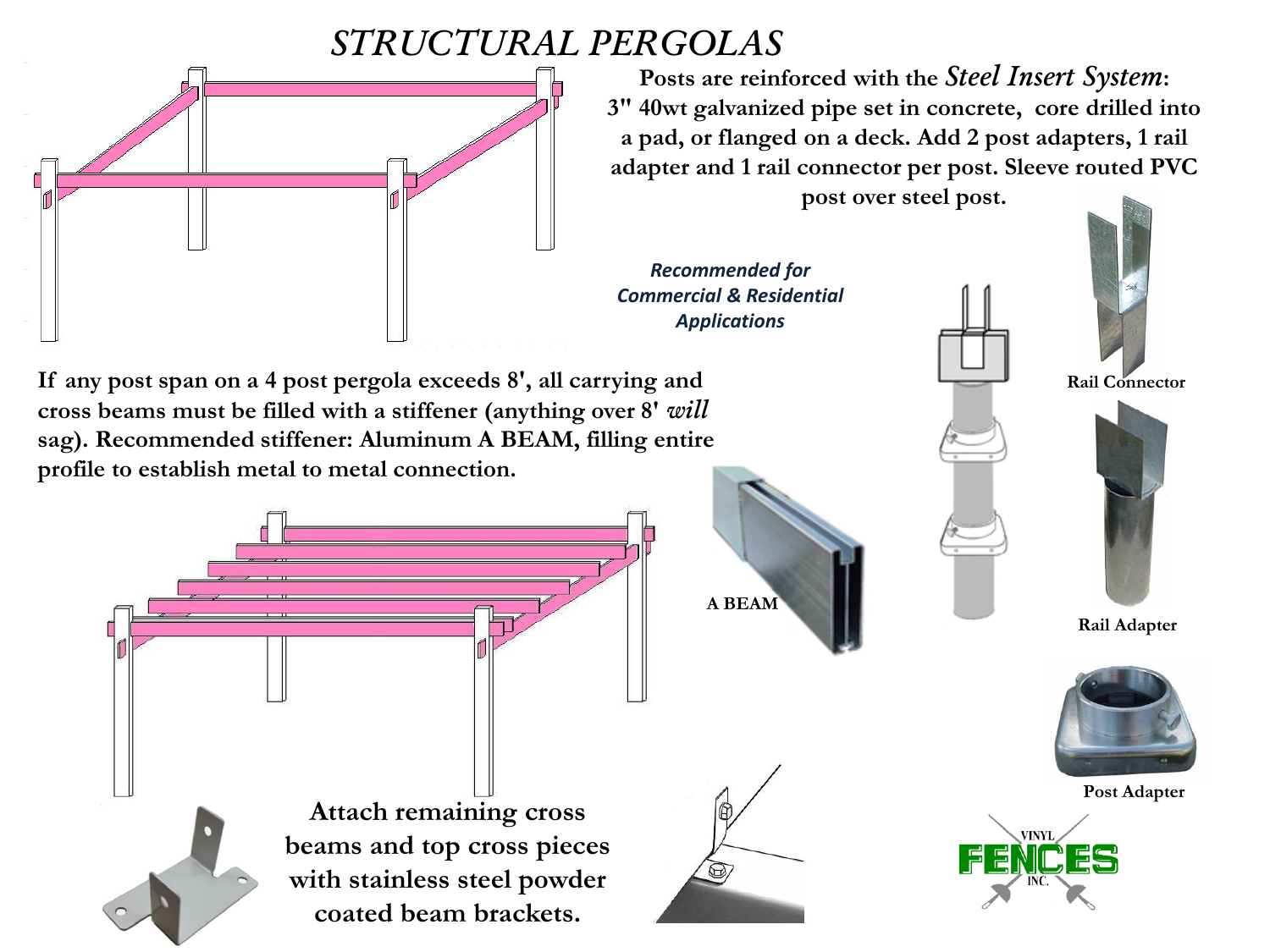# *STRUCTURAL PERGOLAS*

**Posts are reinforced with the *Steel Insert System*: 3" 40wt galvanized pipe set in concrete, core drilled into a pad, or flanged on a deck. Add 2 post adapters, 1 rail adapter and 1 rail connector per post. Sleeve routed PVC post over steel post.**

***Recommended for Commercial & Residential Applications***

**If any post span on a 4 post pergola exceeds 8', all carrying and cross beams must be filled with a stiffener (anything over 8' *will* sag). Recommended stiffener: Aluminum A BEAM, filling entire profile to establish metal to metal connection.**

**Rail Connector**

**Rail Adapter**

**Post Adapter**

**A BEAM**

**Attach remaining cross beams and top cross pieces with stainless steel powder coated beam brackets.**

VINYL FENCES INC.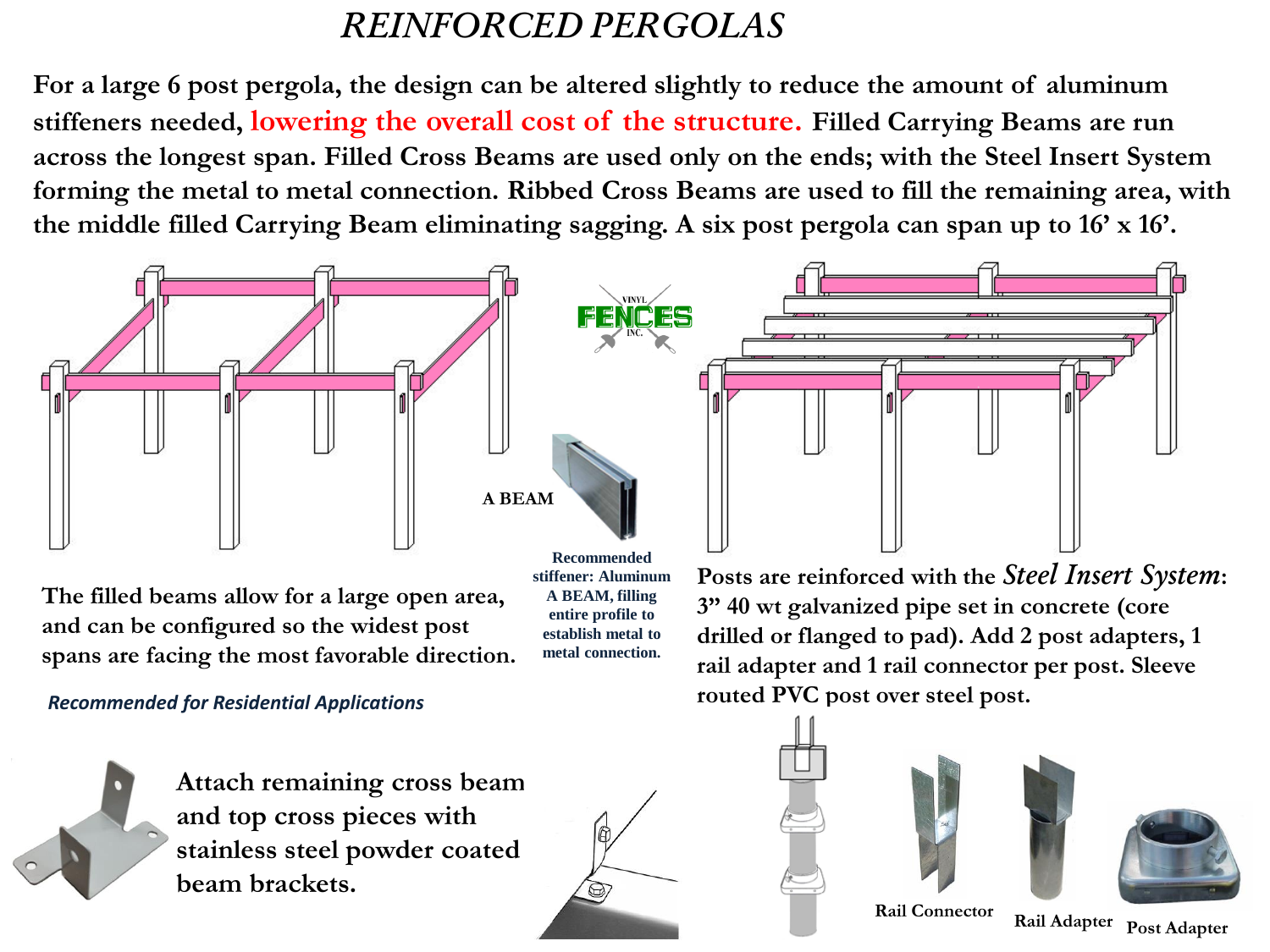# *REINFORCED PERGOLAS*

**For a large 6 post pergola, the design can be altered slightly to reduce the amount of aluminum stiffeners needed, lowering the overall cost of the structure. Filled Carrying Beams are run across the longest span. Filled Cross Beams are used only on the ends; with the Steel Insert System forming the metal to metal connection. Ribbed Cross Beams are used to fill the remaining area, with the middle filled Carrying Beam eliminating sagging. A six post pergola can span up to 16' x 16'.**

**The filled beams allow for a large open area, and can be configured so the widest post spans are facing the most favorable direction.**

***Recommended for Residential Applications***

**A BEAM**

**Recommended stiffener: Aluminum A BEAM, filling entire profile to establish metal to metal connection.**

**Posts are reinforced with the *Steel Insert System*: 3" 40 wt galvanized pipe set in concrete (core drilled or flanged to pad). Add 2 post adapters, 1 rail adapter and 1 rail connector per post. Sleeve routed PVC post over steel post.**

**Attach remaining cross beam and top cross pieces with stainless steel powder coated beam brackets.**

**Rail Connector**

**Rail Adapter**

**Post Adapter**